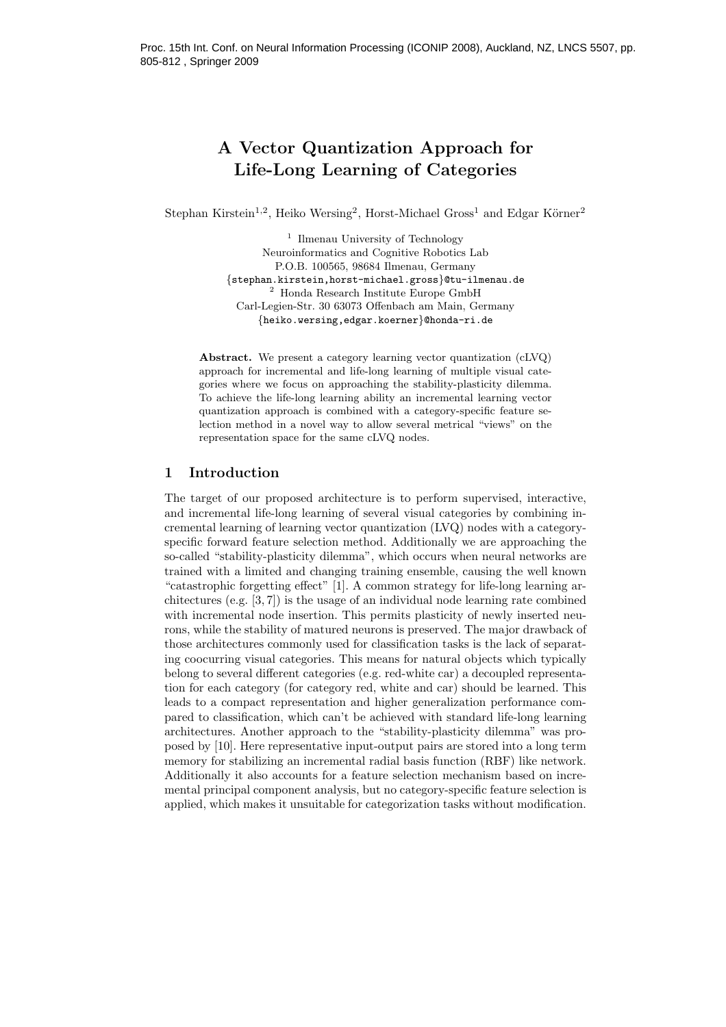Proc. 15th Int. Conf. on Neural Information Processing (ICONIP 2008), Auckland, NZ, LNCS 5507, pp. 805-812 , Springer 2009

# A Vector Quantization Approach for Life-Long Learning of Categories

Stephan Kirstein[1,2], Heiko Wersing[2], Horst-Michael Gross[1] and Edgar Körner[2]

[1] Ilmenau University of Technology
Neuroinformatics and Cognitive Robotics Lab
P.O.B. 100565, 98684 Ilmenau, Germany
{stephan.kirstein,horst-michael.gross}@tu-ilmenau.de
[2] Honda Research Institute Europe GmbH
Carl-Legien-Str. 30 63073 Offenbach am Main, Germany
{heiko.wersing,edgar.koerner}@honda-ri.de

**Abstract.** We present a category learning vector quantization (cLVQ) approach for incremental and life-long learning of multiple visual categories where we focus on approaching the stability-plasticity dilemma. To achieve the life-long learning ability an incremental learning vector quantization approach is combined with a category-specific feature selection method in a novel way to allow several metrical "views" on the representation space for the same cLVQ nodes.

## 1 Introduction

The target of our proposed architecture is to perform supervised, interactive, and incremental life-long learning of several visual categories by combining incremental learning of learning vector quantization (LVQ) nodes with a category-specific forward feature selection method. Additionally we are approaching the so-called "stability-plasticity dilemma", which occurs when neural networks are trained with a limited and changing training ensemble, causing the well known "catastrophic forgetting effect" [1]. A common strategy for life-long learning architectures (e.g. [3, 7]) is the usage of an individual node learning rate combined with incremental node insertion. This permits plasticity of newly inserted neurons, while the stability of matured neurons is preserved. The major drawback of those architectures commonly used for classification tasks is the lack of separating coocurring visual categories. This means for natural objects which typically belong to several different categories (e.g. red-white car) a decoupled representation for each category (for category red, white and car) should be learned. This leads to a compact representation and higher generalization performance compared to classification, which can't be achieved with standard life-long learning architectures. Another approach to the "stability-plasticity dilemma" was proposed by [10]. Here representative input-output pairs are stored into a long term memory for stabilizing an incremental radial basis function (RBF) like network. Additionally it also accounts for a feature selection mechanism based on incremental principal component analysis, but no category-specific feature selection is applied, which makes it unsuitable for categorization tasks without modification.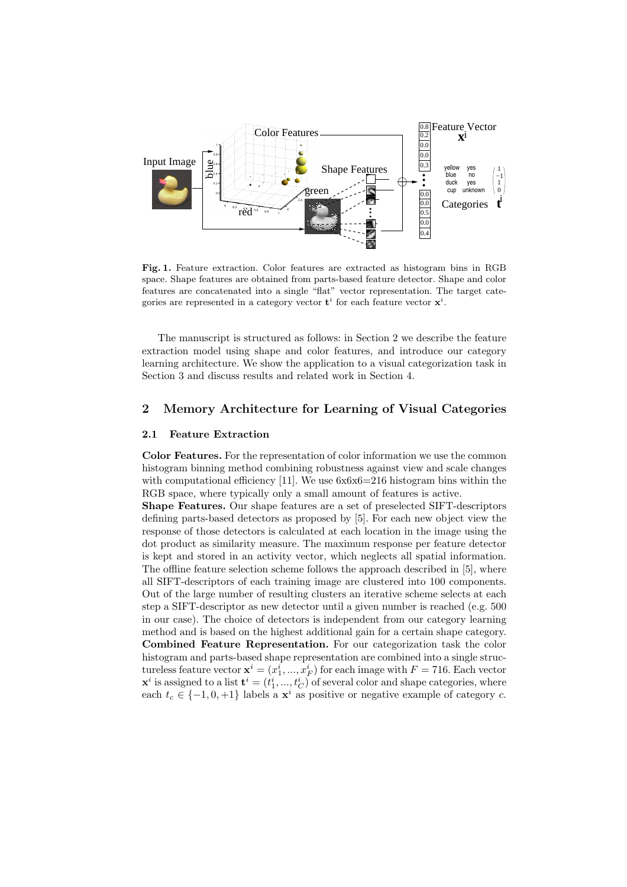**Fig. 1.** Feature extraction. Color features are extracted as histogram bins in RGB space. Shape features are obtained from parts-based feature detector. Shape and color features are concatenated into a single "flat" vector representation. The target categories are represented in a category vector $\mathbf{t}^i$ for each feature vector $\mathbf{x}^i$.

The manuscript is structured as follows: in Section 2 we describe the feature extraction model using shape and color features, and introduce our category learning architecture. We show the application to a visual categorization task in Section 3 and discuss results and related work in Section 4.

## 2 Memory Architecture for Learning of Visual Categories

### 2.1 Feature Extraction

**Color Features.** For the representation of color information we use the common histogram binning method combining robustness against view and scale changes with computational efficiency [11]. We use 6x6x6=216 histogram bins within the RGB space, where typically only a small amount of features is active.

**Shape Features.** Our shape features are a set of preselected SIFT-descriptors defining parts-based detectors as proposed by [5]. For each new object view the response of those detectors is calculated at each location in the image using the dot product as similarity measure. The maximum response per feature detector is kept and stored in an activity vector, which neglects all spatial information. The offline feature selection scheme follows the approach described in [5], where all SIFT-descriptors of each training image are clustered into 100 components. Out of the large number of resulting clusters an iterative scheme selects at each step a SIFT-descriptor as new detector until a given number is reached (e.g. 500 in our case). The choice of detectors is independent from our category learning method and is based on the highest additional gain for a certain shape category.

**Combined Feature Representation.** For our categorization task the color histogram and parts-based shape representation are combined into a single structureless feature vector $\mathbf{x}^i = (x_1^i, ..., x_F^i)$ for each image with $F = 716$. Each vector $\mathbf{x}^i$ is assigned to a list $\mathbf{t}^i = (t_1^i, ..., t_C^i)$ of several color and shape categories, where each $t_c \in \{-1, 0, +1\}$ labels a $\mathbf{x}^i$ as positive or negative example of category $c$.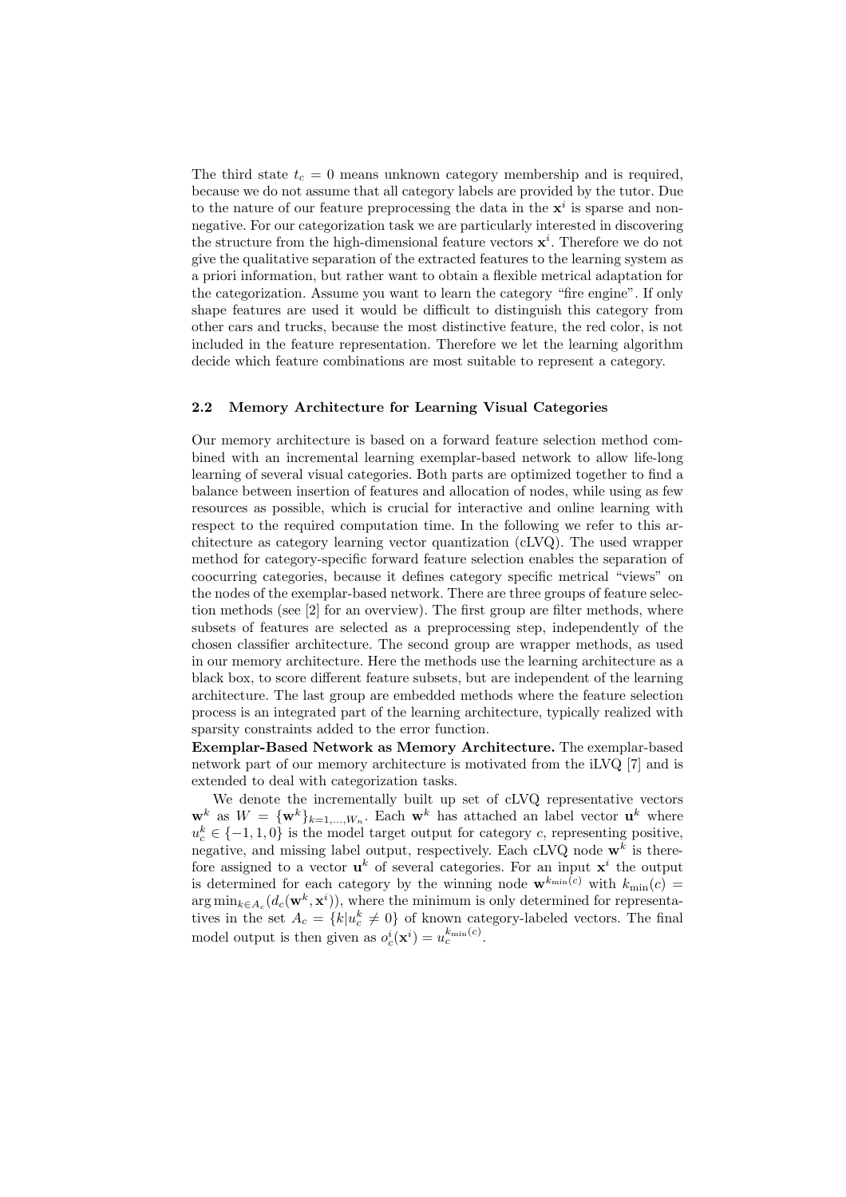The third state $t_c = 0$ means unknown category membership and is required, because we do not assume that all category labels are provided by the tutor. Due to the nature of our feature preprocessing the data in the $\mathbf{x}^i$ is sparse and non-negative. For our categorization task we are particularly interested in discovering the structure from the high-dimensional feature vectors $\mathbf{x}^i$. Therefore we do not give the qualitative separation of the extracted features to the learning system as a priori information, but rather want to obtain a flexible metrical adaptation for the categorization. Assume you want to learn the category "fire engine". If only shape features are used it would be difficult to distinguish this category from other cars and trucks, because the most distinctive feature, the red color, is not included in the feature representation. Therefore we let the learning algorithm decide which feature combinations are most suitable to represent a category.

### 2.2 Memory Architecture for Learning Visual Categories

Our memory architecture is based on a forward feature selection method combined with an incremental learning exemplar-based network to allow life-long learning of several visual categories. Both parts are optimized together to find a balance between insertion of features and allocation of nodes, while using as few resources as possible, which is crucial for interactive and online learning with respect to the required computation time. In the following we refer to this architecture as category learning vector quantization (cLVQ). The used wrapper method for category-specific forward feature selection enables the separation of coocurring categories, because it defines category specific metrical "views" on the nodes of the exemplar-based network. There are three groups of feature selection methods (see [2] for an overview). The first group are filter methods, where subsets of features are selected as a preprocessing step, independently of the chosen classifier architecture. The second group are wrapper methods, as used in our memory architecture. Here the methods use the learning architecture as a black box, to score different feature subsets, but are independent of the learning architecture. The last group are embedded methods where the feature selection process is an integrated part of the learning architecture, typically realized with sparsity constraints added to the error function.

**Exemplar-Based Network as Memory Architecture.** The exemplar-based network part of our memory architecture is motivated from the iLVQ [7] and is extended to deal with categorization tasks.

We denote the incrementally built up set of cLVQ representative vectors $\mathbf{w}^k$ as $W = \{\mathbf{w}^k\}_{k=1,\ldots,W_n}$. Each $\mathbf{w}^k$ has attached an label vector $\mathbf{u}^k$ where $u_c^k \in \{-1, 1, 0\}$ is the model target output for category $c$, representing positive, negative, and missing label output, respectively. Each cLVQ node $\mathbf{w}^k$ is therefore assigned to a vector $\mathbf{u}^k$ of several categories. For an input $\mathbf{x}^i$ the output is determined for each category by the winning node $\mathbf{w}^{k_{\min}(c)}$ with $k_{\min}(c) = \arg\min_{k \in A_c}(d_c(\mathbf{w}^k, \mathbf{x}^i))$, where the minimum is only determined for representatives in the set $A_c = \{k | u_c^k \neq 0\}$ of known category-labeled vectors. The final model output is then given as $o_c^i(\mathbf{x}^i) = u_c^{k_{\min}(c)}$.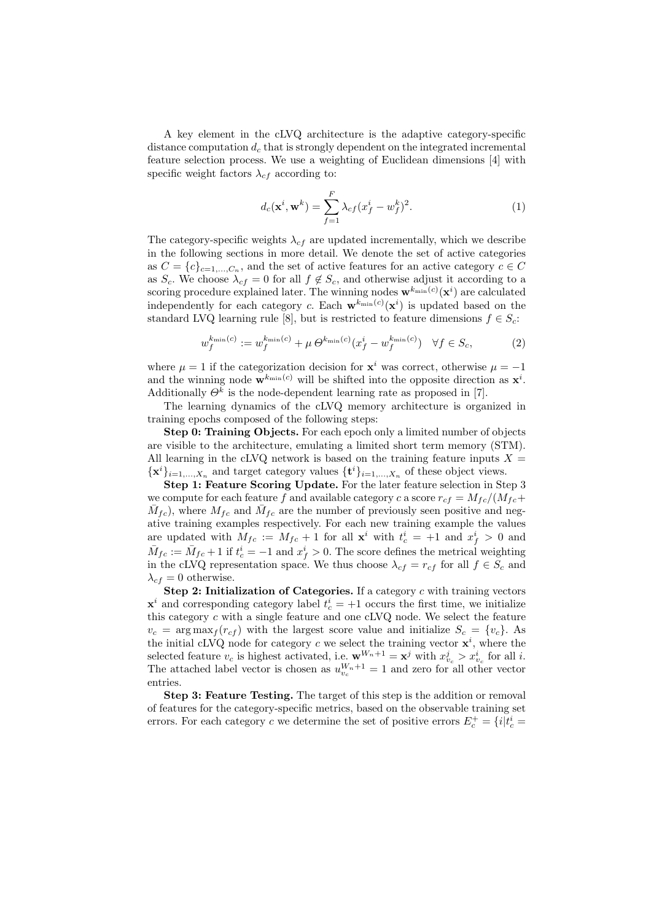A key element in the cLVQ architecture is the adaptive category-specific distance computation $d_c$ that is strongly dependent on the integrated incremental feature selection process. We use a weighting of Euclidean dimensions [4] with specific weight factors $\lambda_{cf}$ according to:

$$d_c(\mathbf{x}^i, \mathbf{w}^k) = \sum_{f=1}^{F} \lambda_{cf}(x_f^i - w_f^k)^2. \tag{1}$$

The category-specific weights $\lambda_{cf}$ are updated incrementally, which we describe in the following sections in more detail. We denote the set of active categories as $C = \{c\}_{c=1,\ldots,C_n}$, and the set of active features for an active category $c \in C$ as $S_c$. We choose $\lambda_{cf} = 0$ for all $f \notin S_c$, and otherwise adjust it according to a scoring procedure explained later. The winning nodes $\mathbf{w}^{k_{\min}(c)}(\mathbf{x}^i)$ are calculated independently for each category $c$. Each $\mathbf{w}^{k_{\min}(c)}(\mathbf{x}^i)$ is updated based on the standard LVQ learning rule [8], but is restricted to feature dimensions $f \in S_c$:

$$w_f^{k_{\min}(c)} := w_f^{k_{\min}(c)} + \mu\, \Theta^{k_{\min}(c)}(x_f^i - w_f^{k_{\min}(c)}) \quad \forall f \in S_c, \tag{2}$$

where $\mu = 1$ if the categorization decision for $\mathbf{x}^i$ was correct, otherwise $\mu = -1$ and the winning node $\mathbf{w}^{k_{\min}(c)}$ will be shifted into the opposite direction as $\mathbf{x}^i$. Additionally $\Theta^k$ is the node-dependent learning rate as proposed in [7].

The learning dynamics of the cLVQ memory architecture is organized in training epochs composed of the following steps:

**Step 0: Training Objects.** For each epoch only a limited number of objects are visible to the architecture, emulating a limited short term memory (STM). All learning in the cLVQ network is based on the training feature inputs $X = \{\mathbf{x}^i\}_{i=1,\ldots,X_n}$ and target category values $\{\mathbf{t}^i\}_{i=1,\ldots,X_n}$ of these object views.

**Step 1: Feature Scoring Update.** For the later feature selection in Step 3 we compute for each feature $f$ and available category $c$ a score $r_{cf} = M_{fc}/(M_{fc} + \bar{M}_{fc})$, where $M_{fc}$ and $\bar{M}_{fc}$ are the number of previously seen positive and negative training examples respectively. For each new training example the values are updated with $M_{fc} := M_{fc} + 1$ for all $\mathbf{x}^i$ with $t_c^i = +1$ and $x_f^i > 0$ and $\bar{M}_{fc} := \bar{M}_{fc} + 1$ if $t_c^i = -1$ and $x_f^i > 0$. The score defines the metrical weighting in the cLVQ representation space. We thus choose $\lambda_{cf} = r_{cf}$ for all $f \in S_c$ and $\lambda_{cf} = 0$ otherwise.

**Step 2: Initialization of Categories.** If a category $c$ with training vectors $\mathbf{x}^i$ and corresponding category label $t_c^i = +1$ occurs the first time, we initialize this category $c$ with a single feature and one cLVQ node. We select the feature $v_c = \arg\max_f(r_{cf})$ with the largest score value and initialize $S_c = \{v_c\}$. As the initial cLVQ node for category $c$ we select the training vector $\mathbf{x}^i$, where the selected feature $v_c$ is highest activated, i.e. $\mathbf{w}^{W_n+1} = \mathbf{x}^j$ with $x_{v_c}^j > x_{v_c}^i$ for all $i$. The attached label vector is chosen as $u_{v_c}^{W_n+1} = 1$ and zero for all other vector entries.

**Step 3: Feature Testing.** The target of this step is the addition or removal of features for the category-specific metrics, based on the observable training set errors. For each category $c$ we determine the set of positive errors $E_c^+ = \{i | t_c^i =$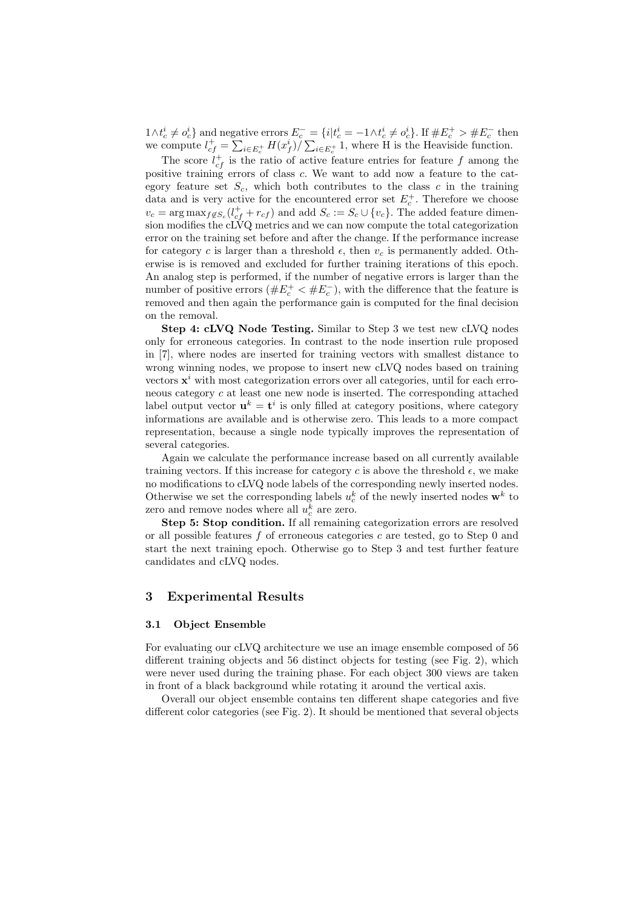$1 \wedge t_c^i \neq o_c^i\}$ and negative errors $E_c^- = \{i | t_c^i = -1 \wedge t_c^i \neq o_c^i\}$. If $\#E_c^+ > \#E_c^-$ then we compute $l_{cf}^+ = \sum_{i \in E_c^+} H(x_f^i) / \sum_{i \in E_c^+} 1$, where H is the Heaviside function.

The score $l_{cf}^+$ is the ratio of active feature entries for feature $f$ among the positive training errors of class $c$. We want to add now a feature to the category feature set $S_c$, which both contributes to the class $c$ in the training data and is very active for the encountered error set $E_c^+$. Therefore we choose $v_c = \arg\max_{f \notin S_c} (l_{cf}^+ + r_{cf})$ and add $S_c := S_c \cup \{v_c\}$. The added feature dimension modifies the cLVQ metrics and we can now compute the total categorization error on the training set before and after the change. If the performance increase for category $c$ is larger than a threshold $\epsilon$, then $v_c$ is permanently added. Otherwise is is removed and excluded for further training iterations of this epoch. An analog step is performed, if the number of negative errors is larger than the number of positive errors ($\#E_c^+ < \#E_c^-$), with the difference that the feature is removed and then again the performance gain is computed for the final decision on the removal.

**Step 4: cLVQ Node Testing.** Similar to Step 3 we test new cLVQ nodes only for erroneous categories. In contrast to the node insertion rule proposed in [7], where nodes are inserted for training vectors with smallest distance to wrong winning nodes, we propose to insert new cLVQ nodes based on training vectors $\mathbf{x}^i$ with most categorization errors over all categories, until for each erroneous category $c$ at least one new node is inserted. The corresponding attached label output vector $\mathbf{u}^k = \mathbf{t}^i$ is only filled at category positions, where category informations are available and is otherwise zero. This leads to a more compact representation, because a single node typically improves the representation of several categories.

Again we calculate the performance increase based on all currently available training vectors. If this increase for category $c$ is above the threshold $\epsilon$, we make no modifications to cLVQ node labels of the corresponding newly inserted nodes. Otherwise we set the corresponding labels $u_c^k$ of the newly inserted nodes $\mathbf{w}^k$ to zero and remove nodes where all $u_c^k$ are zero.

**Step 5: Stop condition.** If all remaining categorization errors are resolved or all possible features $f$ of erroneous categories $c$ are tested, go to Step 0 and start the next training epoch. Otherwise go to Step 3 and test further feature candidates and cLVQ nodes.

## 3 Experimental Results

### 3.1 Object Ensemble

For evaluating our cLVQ architecture we use an image ensemble composed of 56 different training objects and 56 distinct objects for testing (see Fig. 2), which were never used during the training phase. For each object 300 views are taken in front of a black background while rotating it around the vertical axis.

Overall our object ensemble contains ten different shape categories and five different color categories (see Fig. 2). It should be mentioned that several objects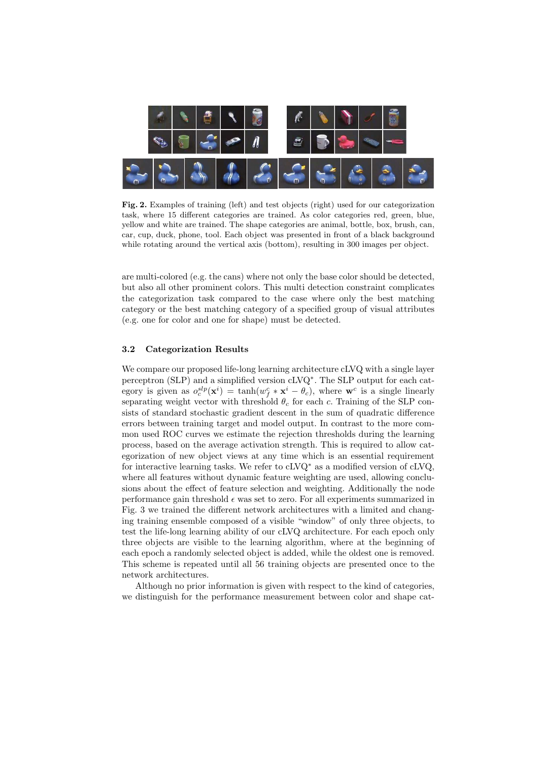**Fig. 2.** Examples of training (left) and test objects (right) used for our categorization task, where 15 different categories are trained. As color categories red, green, blue, yellow and white are trained. The shape categories are animal, bottle, box, brush, can, car, cup, duck, phone, tool. Each object was presented in front of a black background while rotating around the vertical axis (bottom), resulting in 300 images per object.

are multi-colored (e.g. the cans) where not only the base color should be detected, but also all other prominent colors. This multi detection constraint complicates the categorization task compared to the case where only the best matching category or the best matching category of a specified group of visual attributes (e.g. one for color and one for shape) must be detected.

### 3.2 Categorization Results

We compare our proposed life-long learning architecture cLVQ with a single layer perceptron (SLP) and a simplified version cLVQ$^*$. The SLP output for each category is given as $o_c^{slp}(\mathbf{x}^i) = \tanh(w_f^c * \mathbf{x}^i - \theta_c)$, where $\mathbf{w}^c$ is a single linearly separating weight vector with threshold $\theta_c$ for each $c$. Training of the SLP consists of standard stochastic gradient descent in the sum of quadratic difference errors between training target and model output. In contrast to the more common used ROC curves we estimate the rejection thresholds during the learning process, based on the average activation strength. This is required to allow categorization of new object views at any time which is an essential requirement for interactive learning tasks. We refer to cLVQ$^*$ as a modified version of cLVQ, where all features without dynamic feature weighting are used, allowing conclusions about the effect of feature selection and weighting. Additionally the node performance gain threshold $\epsilon$ was set to zero. For all experiments summarized in Fig. 3 we trained the different network architectures with a limited and changing training ensemble composed of a visible "window" of only three objects, to test the life-long learning ability of our cLVQ architecture. For each epoch only three objects are visible to the learning algorithm, where at the beginning of each epoch a randomly selected object is added, while the oldest one is removed. This scheme is repeated until all 56 training objects are presented once to the network architectures.

Although no prior information is given with respect to the kind of categories, we distinguish for the performance measurement between color and shape cat-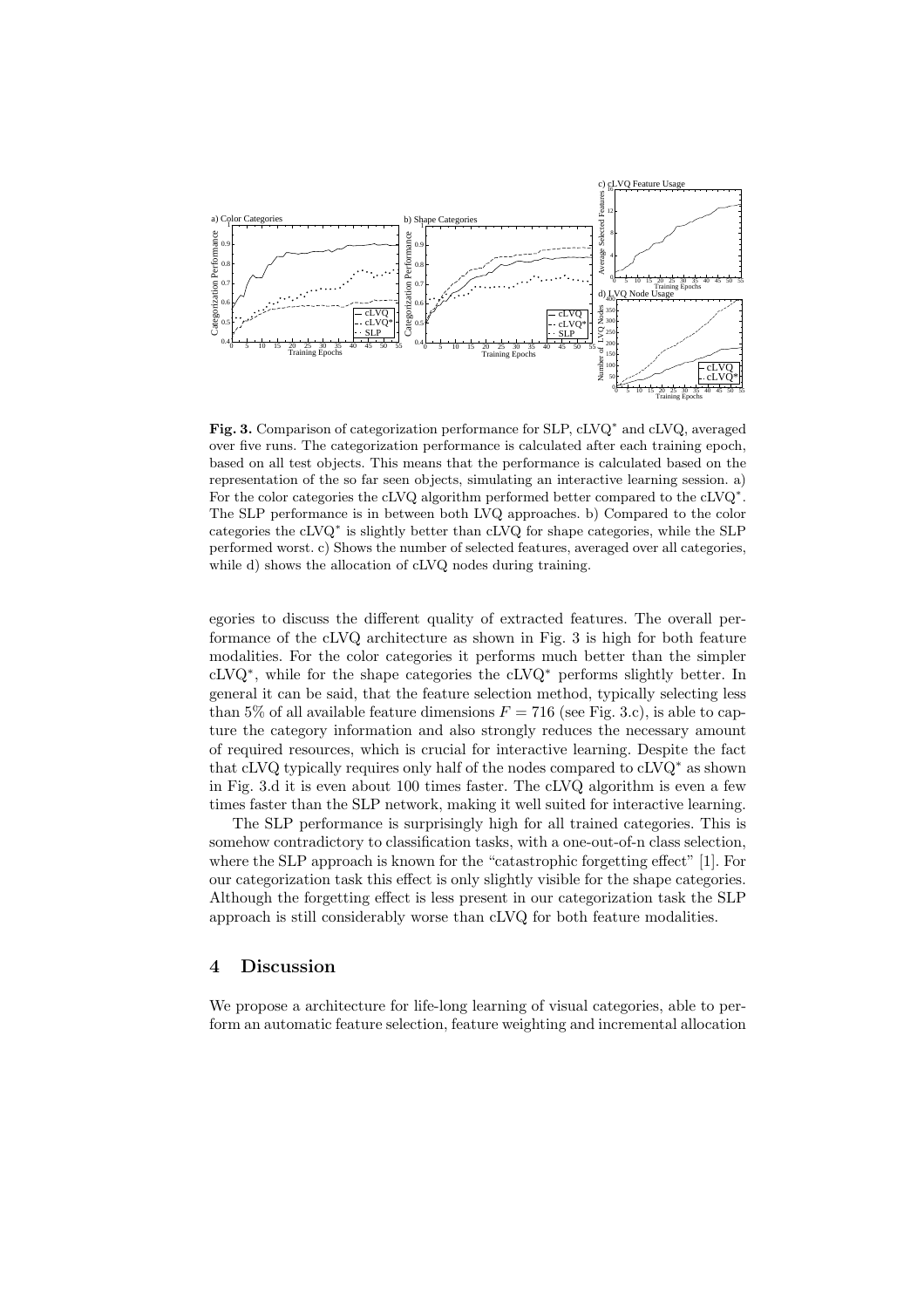**Fig. 3.** Comparison of categorization performance for SLP, cLVQ$^*$ and cLVQ, averaged over five runs. The categorization performance is calculated after each training epoch, based on all test objects. This means that the performance is calculated based on the representation of the so far seen objects, simulating an interactive learning session. a) For the color categories the cLVQ algorithm performed better compared to the cLVQ$^*$. The SLP performance is in between both LVQ approaches. b) Compared to the color categories the cLVQ$^*$ is slightly better than cLVQ for shape categories, while the SLP performed worst. c) Shows the number of selected features, averaged over all categories, while d) shows the allocation of cLVQ nodes during training.

egories to discuss the different quality of extracted features. The overall performance of the cLVQ architecture as shown in Fig. 3 is high for both feature modalities. For the color categories it performs much better than the simpler cLVQ$^*$, while for the shape categories the cLVQ$^*$ performs slightly better. In general it can be said, that the feature selection method, typically selecting less than 5% of all available feature dimensions $F = 716$ (see Fig. 3.c), is able to capture the category information and also strongly reduces the necessary amount of required resources, which is crucial for interactive learning. Despite the fact that cLVQ typically requires only half of the nodes compared to cLVQ$^*$ as shown in Fig. 3.d it is even about 100 times faster. The cLVQ algorithm is even a few times faster than the SLP network, making it well suited for interactive learning.

The SLP performance is surprisingly high for all trained categories. This is somehow contradictory to classification tasks, with a one-out-of-n class selection, where the SLP approach is known for the "catastrophic forgetting effect" [1]. For our categorization task this effect is only slightly visible for the shape categories. Although the forgetting effect is less present in our categorization task the SLP approach is still considerably worse than cLVQ for both feature modalities.

## 4 Discussion

We propose a architecture for life-long learning of visual categories, able to perform an automatic feature selection, feature weighting and incremental allocation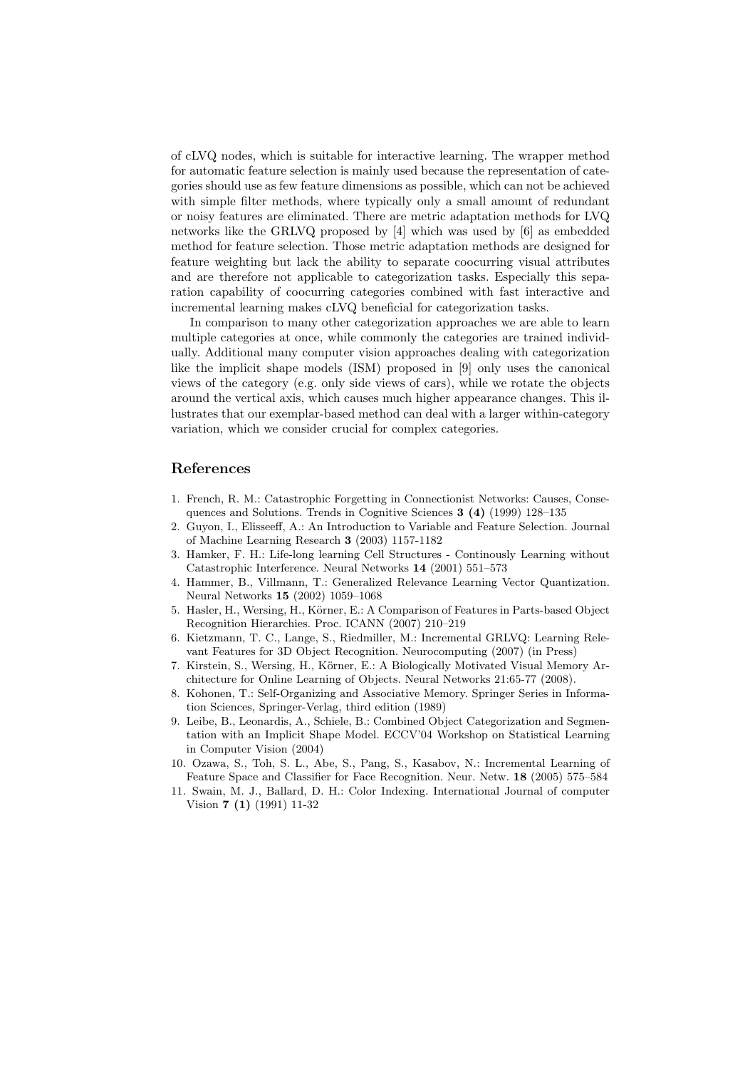of cLVQ nodes, which is suitable for interactive learning. The wrapper method for automatic feature selection is mainly used because the representation of categories should use as few feature dimensions as possible, which can not be achieved with simple filter methods, where typically only a small amount of redundant or noisy features are eliminated. There are metric adaptation methods for LVQ networks like the GRLVQ proposed by [4] which was used by [6] as embedded method for feature selection. Those metric adaptation methods are designed for feature weighting but lack the ability to separate coocurring visual attributes and are therefore not applicable to categorization tasks. Especially this separation capability of coocurring categories combined with fast interactive and incremental learning makes cLVQ beneficial for categorization tasks.

In comparison to many other categorization approaches we are able to learn multiple categories at once, while commonly the categories are trained individually. Additional many computer vision approaches dealing with categorization like the implicit shape models (ISM) proposed in [9] only uses the canonical views of the category (e.g. only side views of cars), while we rotate the objects around the vertical axis, which causes much higher appearance changes. This illustrates that our exemplar-based method can deal with a larger within-category variation, which we consider crucial for complex categories.

## References

1. French, R. M.: Catastrophic Forgetting in Connectionist Networks: Causes, Consequences and Solutions. Trends in Cognitive Sciences **3 (4)** (1999) 128–135
2. Guyon, I., Elisseeff, A.: An Introduction to Variable and Feature Selection. Journal of Machine Learning Research **3** (2003) 1157-1182
3. Hamker, F. H.: Life-long learning Cell Structures - Continously Learning without Catastrophic Interference. Neural Networks **14** (2001) 551–573
4. Hammer, B., Villmann, T.: Generalized Relevance Learning Vector Quantization. Neural Networks **15** (2002) 1059–1068
5. Hasler, H., Wersing, H., Körner, E.: A Comparison of Features in Parts-based Object Recognition Hierarchies. Proc. ICANN (2007) 210–219
6. Kietzmann, T. C., Lange, S., Riedmiller, M.: Incremental GRLVQ: Learning Relevant Features for 3D Object Recognition. Neurocomputing (2007) (in Press)
7. Kirstein, S., Wersing, H., Körner, E.: A Biologically Motivated Visual Memory Architecture for Online Learning of Objects. Neural Networks 21:65-77 (2008).
8. Kohonen, T.: Self-Organizing and Associative Memory. Springer Series in Information Sciences, Springer-Verlag, third edition (1989)
9. Leibe, B., Leonardis, A., Schiele, B.: Combined Object Categorization and Segmentation with an Implicit Shape Model. ECCV'04 Workshop on Statistical Learning in Computer Vision (2004)
10. Ozawa, S., Toh, S. L., Abe, S., Pang, S., Kasabov, N.: Incremental Learning of Feature Space and Classifier for Face Recognition. Neur. Netw. **18** (2005) 575–584
11. Swain, M. J., Ballard, D. H.: Color Indexing. International Journal of computer Vision **7 (1)** (1991) 11-32